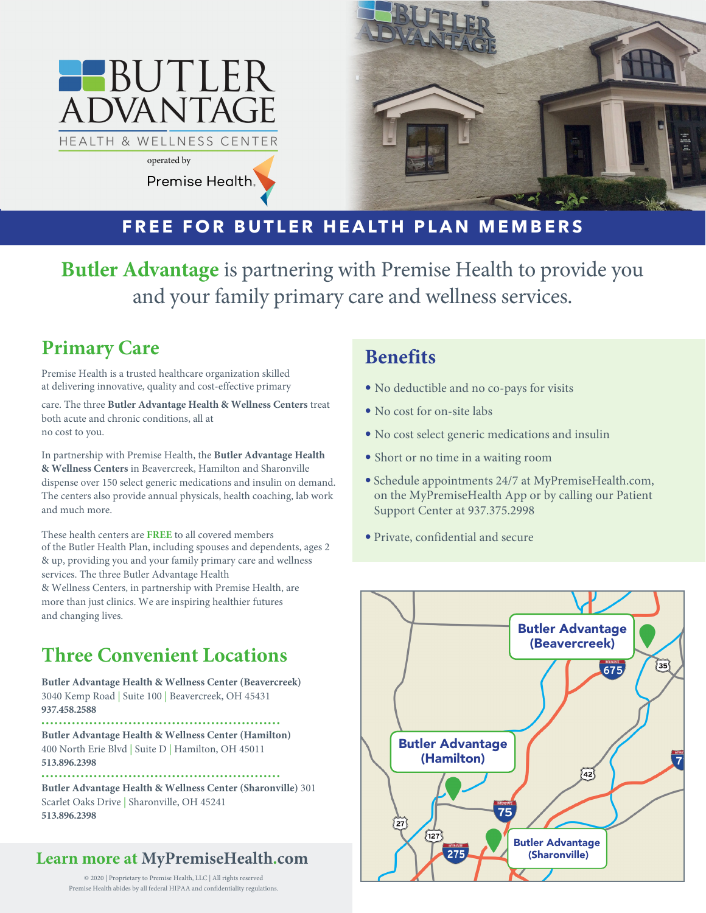# BUTLER ADVANTAGE

HEALTH & WELLNESS CENTER

operated by Premise Health

**FREE FOR BUTLER HEALTH PLAN MEMBERS**

**Butler Advantage** is partnering with Premise Health to provide you and your family primary care and wellness services.

## Primary Care

Premise Health is a trusted healthcare organization skilled at delivering innovative, quality and cost-effective primary care. The three **Butler Advantage Health & Wellness Centers** treat both acute and chronic conditions, all at no cost to you.

In partnership with Premise Health, the **Butler Advantage Health & Wellness Centers** in Beavercreek, Hamilton and Sharonville dispense over 150 select generic medications and insulin on demand. The centers also provide annual physicals, health coaching, lab work and much more.

These health centers are **FREE** to all covered members of the Butler Health Plan, including spouses and dependents, ages 2 & up, providing you and your family primary care and wellness services. The three Butler Advantage Health & Wellness Centers, in partnership with Premise Health, are more than just clinics. We are inspiring healthier futures and changing lives.

## Benefits

- No deductible and no co-pays for visits
- No cost for on-site labs
- No cost select generic medications and insulin
- Short or no time in a waiting room
- Schedule appointments 24/7 at MyPremiseHealth.com, on the MyPremiseHealth App or by calling our Patient Support Center at 937.375.2998
- Private, confidential and secure

## Three Convenient Locations

**Butler Advantage Health & Wellness Center (Beavercreek)**
3040 Kemp Road | Suite 100 | Beavercreek, OH 45431
**937.458.2588**

**Butler Advantage Health & Wellness Center (Hamilton)**
400 North Erie Blvd | Suite D | Hamilton, OH 45011
**513.896.2398**

**Butler Advantage Health & Wellness Center (Sharonville)** 301 Scarlet Oaks Drive | Sharonville, OH 45241
**513.896.2398**

Butler Advantage (Beavercreek)

Butler Advantage (Hamilton)

Butler Advantage (Sharonville)

**Learn more at MyPremiseHealth.com**

© 2020 | Proprietary to Premise Health, LLC | All rights reserved
Premise Health abides by all federal HIPAA and confidentiality regulations.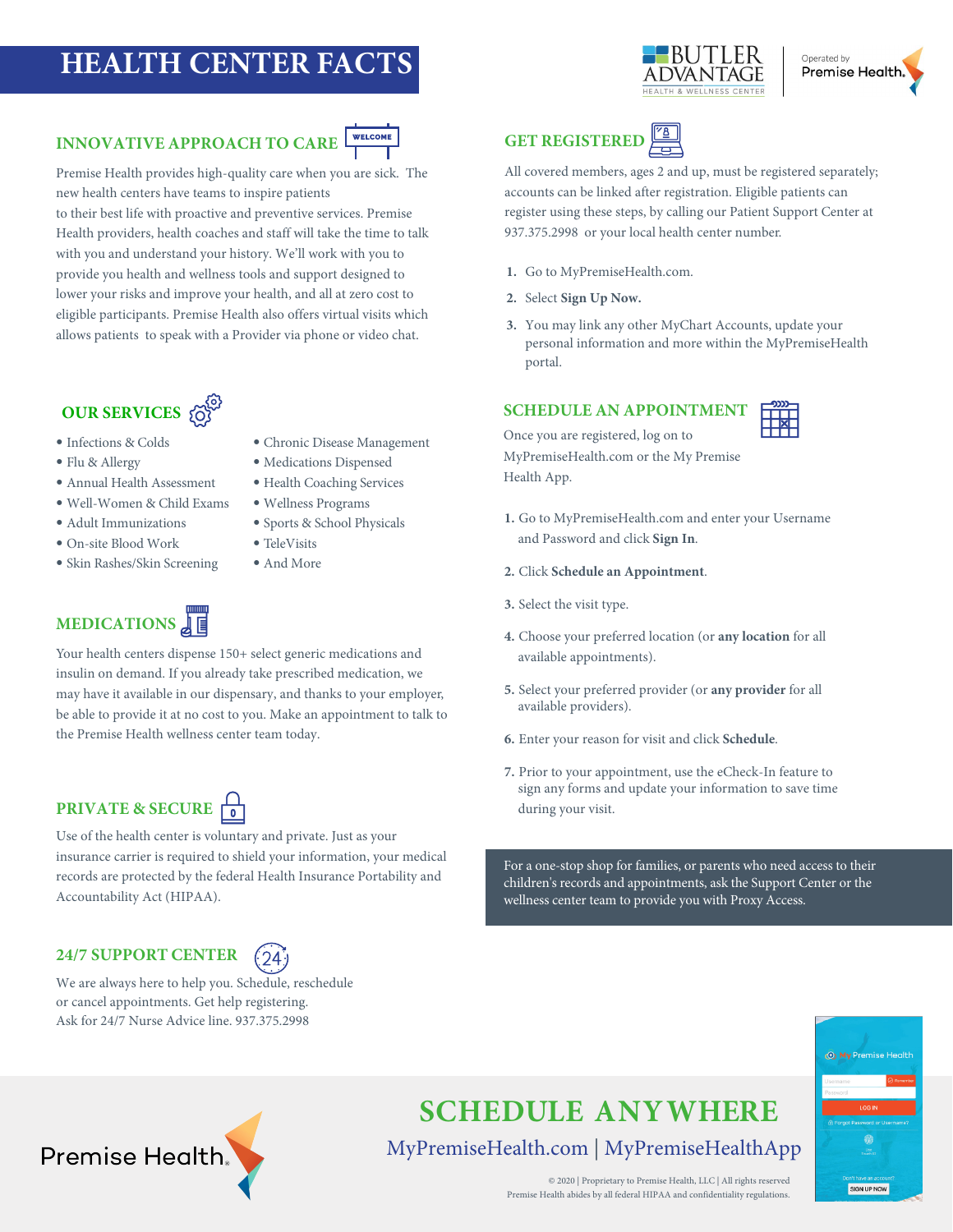# HEALTH CENTER FACTS

BUTLER ADVANTAGE HEALTH & WELLNESS CENTER

Operated by Premise Health.

## INNOVATIVE APPROACH TO CARE

Premise Health provides high-quality care when you are sick. The new health centers have teams to inspire patients to their best life with proactive and preventive services. Premise Health providers, health coaches and staff will take the time to talk with you and understand your history. We'll work with you to provide you health and wellness tools and support designed to lower your risks and improve your health, and all at zero cost to eligible participants. Premise Health also offers virtual visits which allows patients to speak with a Provider via phone or video chat.

## OUR SERVICES

- Infections & Colds
- Flu & Allergy
- Annual Health Assessment
- Well-Women & Child Exams
- Adult Immunizations
- On-site Blood Work
- Skin Rashes/Skin Screening
- Chronic Disease Management
- Medications Dispensed
- Health Coaching Services
- Wellness Programs
- Sports & School Physicals
- TeleVisits
- And More

## MEDICATIONS

Your health centers dispense 150+ select generic medications and insulin on demand. If you already take prescribed medication, we may have it available in our dispensary, and thanks to your employer, be able to provide it at no cost to you. Make an appointment to talk to the Premise Health wellness center team today.

## PRIVATE & SECURE

Use of the health center is voluntary and private. Just as your insurance carrier is required to shield your information, your medical records are protected by the federal Health Insurance Portability and Accountability Act (HIPAA).

## 24/7 SUPPORT CENTER

We are always here to help you. Schedule, reschedule or cancel appointments. Get help registering. Ask for 24/7 Nurse Advice line. 937.375.2998

## GET REGISTERED

All covered members, ages 2 and up, must be registered separately; accounts can be linked after registration. Eligible patients can register using these steps, by calling our Patient Support Center at 937.375.2998 or your local health center number.

1. Go to MyPremiseHealth.com.
2. Select **Sign Up Now.**
3. You may link any other MyChart Accounts, update your personal information and more within the MyPremiseHealth portal.

## SCHEDULE AN APPOINTMENT

Once you are registered, log on to MyPremiseHealth.com or the My Premise Health App.

1. Go to MyPremiseHealth.com and enter your Username and Password and click **Sign In**.
2. Click **Schedule an Appointment**.
3. Select the visit type.
4. Choose your preferred location (or **any location** for all available appointments).
5. Select your preferred provider (or **any provider** for all available providers).
6. Enter your reason for visit and click **Schedule**.
7. Prior to your appointment, use the eCheck-In feature to sign any forms and update your information to save time during your visit.

For a one-stop shop for families, or parents who need access to their children's records and appointments, ask the Support Center or the wellness center team to provide you with Proxy Access.

Premise Health.

## SCHEDULE ANYWHERE

MyPremiseHealth.com | MyPremiseHealthApp

© 2020 | Proprietary to Premise Health, LLC | All rights reserved
Premise Health abides by all federal HIPAA and confidentiality regulations.